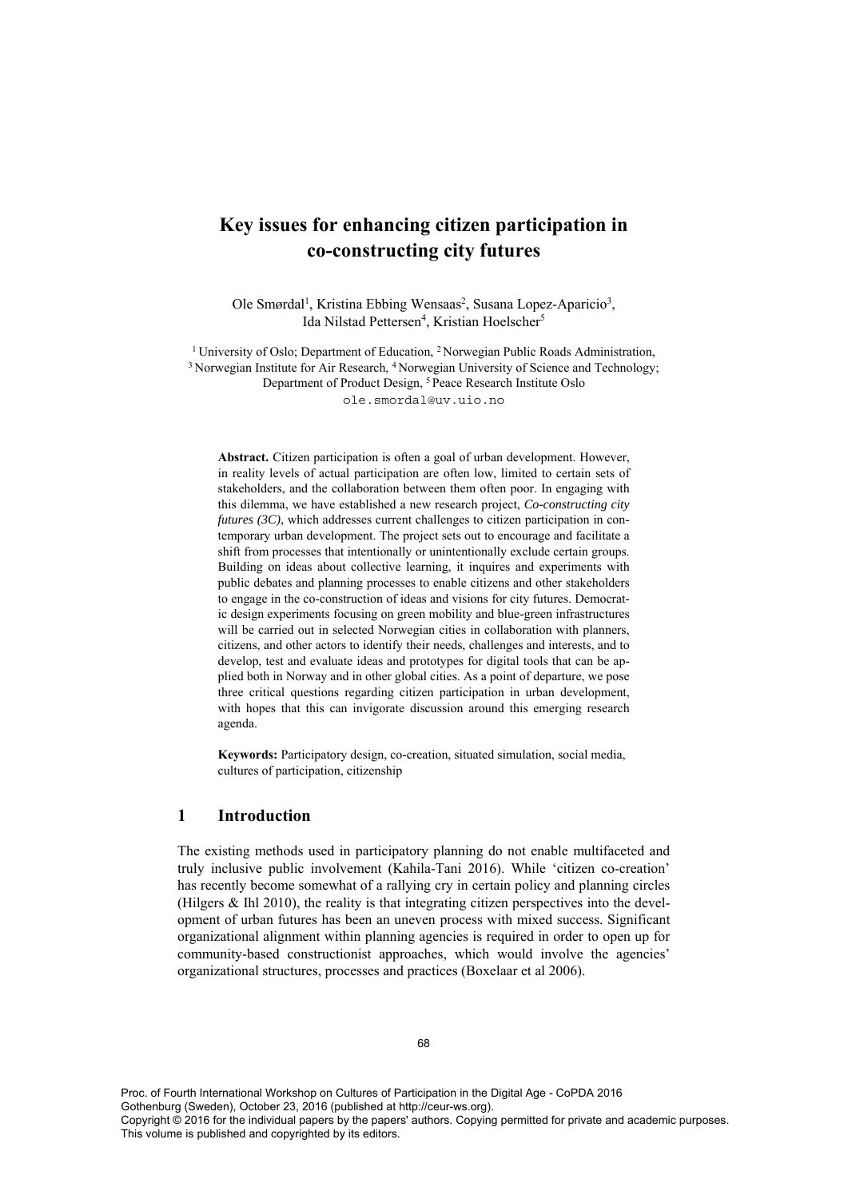# Key issues for enhancing citizen participation in co-constructing city futures

Ole Smørdal[1], Kristina Ebbing Wensaas[2], Susana Lopez-Aparicio[3], Ida Nilstad Pettersen[4], Kristian Hoelscher[5]

[1] University of Oslo; Department of Education, [2] Norwegian Public Roads Administration, [3] Norwegian Institute for Air Research, [4] Norwegian University of Science and Technology; Department of Product Design, [5] Peace Research Institute Oslo

ole.smordal@uv.uio.no

**Abstract.** Citizen participation is often a goal of urban development. However, in reality levels of actual participation are often low, limited to certain sets of stakeholders, and the collaboration between them often poor. In engaging with this dilemma, we have established a new research project, *Co-constructing city futures (3C)*, which addresses current challenges to citizen participation in contemporary urban development. The project sets out to encourage and facilitate a shift from processes that intentionally or unintentionally exclude certain groups. Building on ideas about collective learning, it inquires and experiments with public debates and planning processes to enable citizens and other stakeholders to engage in the co-construction of ideas and visions for city futures. Democratic design experiments focusing on green mobility and blue-green infrastructures will be carried out in selected Norwegian cities in collaboration with planners, citizens, and other actors to identify their needs, challenges and interests, and to develop, test and evaluate ideas and prototypes for digital tools that can be applied both in Norway and in other global cities. As a point of departure, we pose three critical questions regarding citizen participation in urban development, with hopes that this can invigorate discussion around this emerging research agenda.

**Keywords:** Participatory design, co-creation, situated simulation, social media, cultures of participation, citizenship

## 1 Introduction

The existing methods used in participatory planning do not enable multifaceted and truly inclusive public involvement (Kahila-Tani 2016). While 'citizen co-creation' has recently become somewhat of a rallying cry in certain policy and planning circles (Hilgers & Ihl 2010), the reality is that integrating citizen perspectives into the development of urban futures has been an uneven process with mixed success. Significant organizational alignment within planning agencies is required in order to open up for community-based constructionist approaches, which would involve the agencies' organizational structures, processes and practices (Boxelaar et al 2006).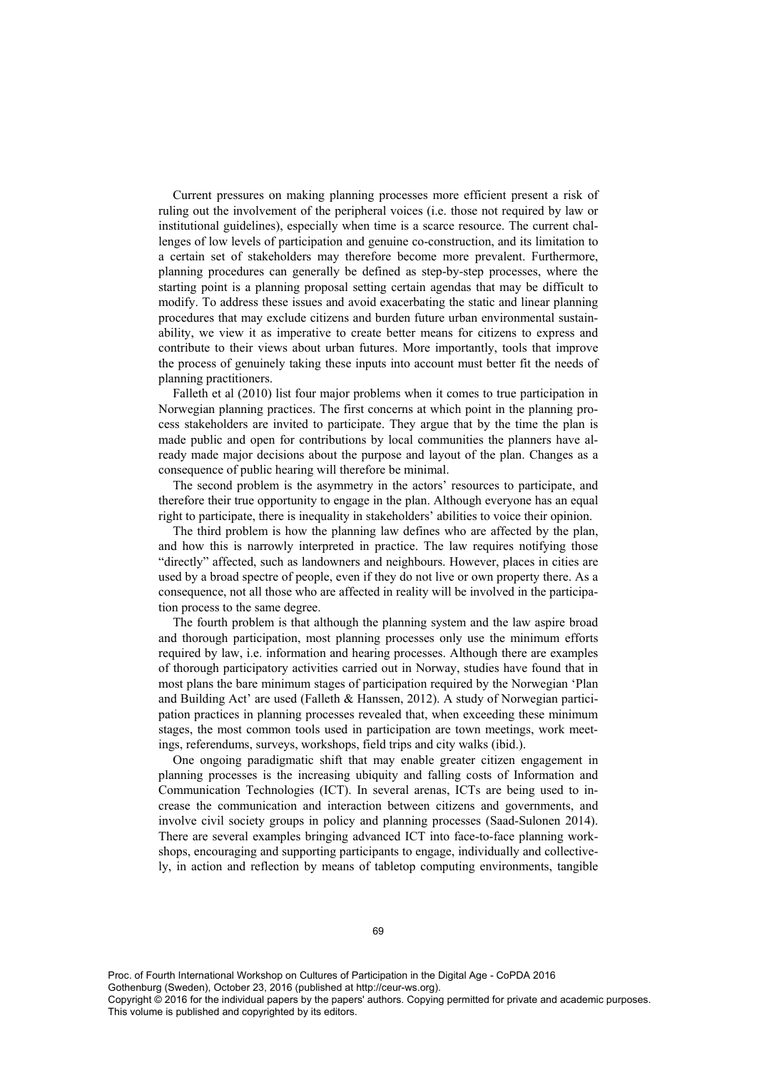Current pressures on making planning processes more efficient present a risk of ruling out the involvement of the peripheral voices (i.e. those not required by law or institutional guidelines), especially when time is a scarce resource. The current challenges of low levels of participation and genuine co-construction, and its limitation to a certain set of stakeholders may therefore become more prevalent. Furthermore, planning procedures can generally be defined as step-by-step processes, where the starting point is a planning proposal setting certain agendas that may be difficult to modify. To address these issues and avoid exacerbating the static and linear planning procedures that may exclude citizens and burden future urban environmental sustainability, we view it as imperative to create better means for citizens to express and contribute to their views about urban futures. More importantly, tools that improve the process of genuinely taking these inputs into account must better fit the needs of planning practitioners.

Falleth et al (2010) list four major problems when it comes to true participation in Norwegian planning practices. The first concerns at which point in the planning process stakeholders are invited to participate. They argue that by the time the plan is made public and open for contributions by local communities the planners have already made major decisions about the purpose and layout of the plan. Changes as a consequence of public hearing will therefore be minimal.

The second problem is the asymmetry in the actors' resources to participate, and therefore their true opportunity to engage in the plan. Although everyone has an equal right to participate, there is inequality in stakeholders' abilities to voice their opinion.

The third problem is how the planning law defines who are affected by the plan, and how this is narrowly interpreted in practice. The law requires notifying those "directly" affected, such as landowners and neighbours. However, places in cities are used by a broad spectre of people, even if they do not live or own property there. As a consequence, not all those who are affected in reality will be involved in the participation process to the same degree.

The fourth problem is that although the planning system and the law aspire broad and thorough participation, most planning processes only use the minimum efforts required by law, i.e. information and hearing processes. Although there are examples of thorough participatory activities carried out in Norway, studies have found that in most plans the bare minimum stages of participation required by the Norwegian 'Plan and Building Act' are used (Falleth & Hanssen, 2012). A study of Norwegian participation practices in planning processes revealed that, when exceeding these minimum stages, the most common tools used in participation are town meetings, work meetings, referendums, surveys, workshops, field trips and city walks (ibid.).

One ongoing paradigmatic shift that may enable greater citizen engagement in planning processes is the increasing ubiquity and falling costs of Information and Communication Technologies (ICT). In several arenas, ICTs are being used to increase the communication and interaction between citizens and governments, and involve civil society groups in policy and planning processes (Saad-Sulonen 2014). There are several examples bringing advanced ICT into face-to-face planning workshops, encouraging and supporting participants to engage, individually and collectively, in action and reflection by means of tabletop computing environments, tangible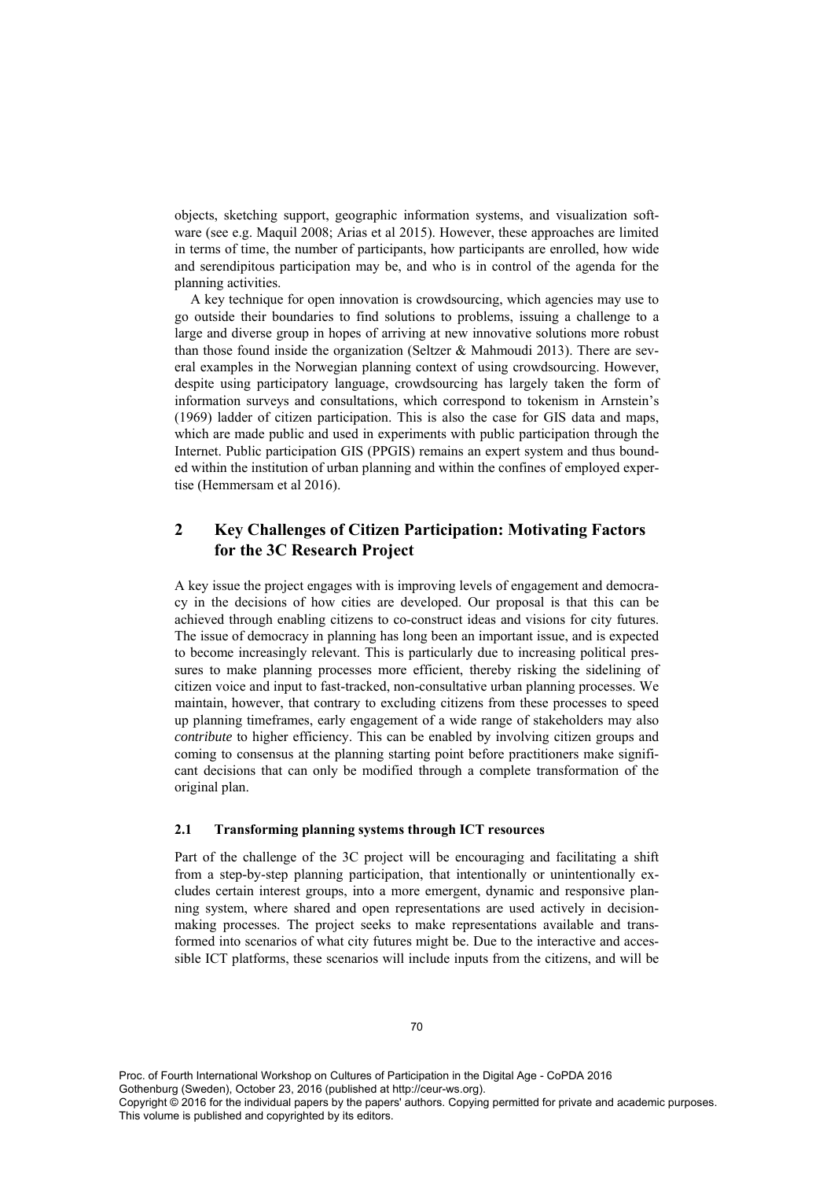objects, sketching support, geographic information systems, and visualization software (see e.g. Maquil 2008; Arias et al 2015). However, these approaches are limited in terms of time, the number of participants, how participants are enrolled, how wide and serendipitous participation may be, and who is in control of the agenda for the planning activities.

A key technique for open innovation is crowdsourcing, which agencies may use to go outside their boundaries to find solutions to problems, issuing a challenge to a large and diverse group in hopes of arriving at new innovative solutions more robust than those found inside the organization (Seltzer & Mahmoudi 2013). There are several examples in the Norwegian planning context of using crowdsourcing. However, despite using participatory language, crowdsourcing has largely taken the form of information surveys and consultations, which correspond to tokenism in Arnstein's (1969) ladder of citizen participation. This is also the case for GIS data and maps, which are made public and used in experiments with public participation through the Internet. Public participation GIS (PPGIS) remains an expert system and thus bounded within the institution of urban planning and within the confines of employed expertise (Hemmersam et al 2016).

## 2 Key Challenges of Citizen Participation: Motivating Factors for the 3C Research Project

A key issue the project engages with is improving levels of engagement and democracy in the decisions of how cities are developed. Our proposal is that this can be achieved through enabling citizens to co-construct ideas and visions for city futures. The issue of democracy in planning has long been an important issue, and is expected to become increasingly relevant. This is particularly due to increasing political pressures to make planning processes more efficient, thereby risking the sidelining of citizen voice and input to fast-tracked, non-consultative urban planning processes. We maintain, however, that contrary to excluding citizens from these processes to speed up planning timeframes, early engagement of a wide range of stakeholders may also *contribute* to higher efficiency. This can be enabled by involving citizen groups and coming to consensus at the planning starting point before practitioners make significant decisions that can only be modified through a complete transformation of the original plan.

### 2.1 Transforming planning systems through ICT resources

Part of the challenge of the 3C project will be encouraging and facilitating a shift from a step-by-step planning participation, that intentionally or unintentionally excludes certain interest groups, into a more emergent, dynamic and responsive planning system, where shared and open representations are used actively in decision-making processes. The project seeks to make representations available and transformed into scenarios of what city futures might be. Due to the interactive and accessible ICT platforms, these scenarios will include inputs from the citizens, and will be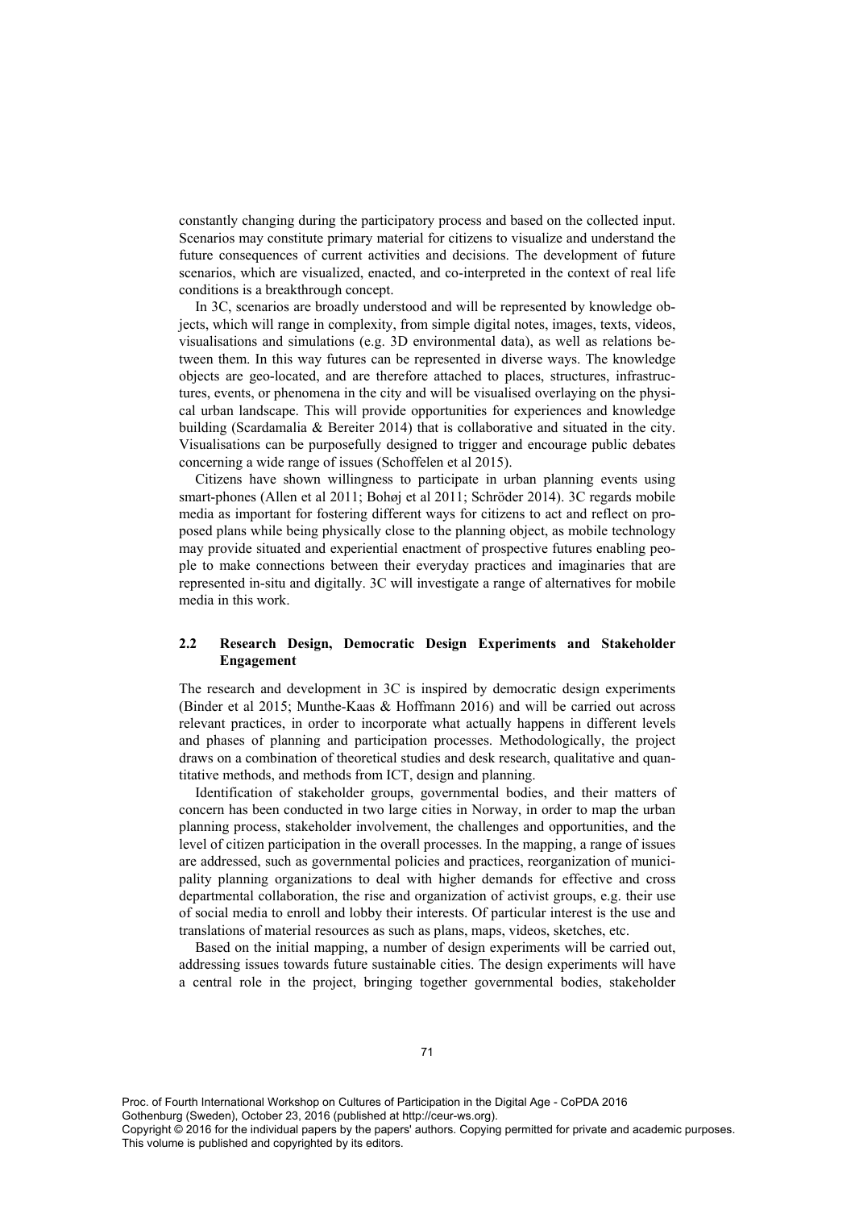constantly changing during the participatory process and based on the collected input. Scenarios may constitute primary material for citizens to visualize and understand the future consequences of current activities and decisions. The development of future scenarios, which are visualized, enacted, and co-interpreted in the context of real life conditions is a breakthrough concept.

In 3C, scenarios are broadly understood and will be represented by knowledge objects, which will range in complexity, from simple digital notes, images, texts, videos, visualisations and simulations (e.g. 3D environmental data), as well as relations between them. In this way futures can be represented in diverse ways. The knowledge objects are geo-located, and are therefore attached to places, structures, infrastructures, events, or phenomena in the city and will be visualised overlaying on the physical urban landscape. This will provide opportunities for experiences and knowledge building (Scardamalia & Bereiter 2014) that is collaborative and situated in the city. Visualisations can be purposefully designed to trigger and encourage public debates concerning a wide range of issues (Schoffelen et al 2015).

Citizens have shown willingness to participate in urban planning events using smart-phones (Allen et al 2011; Bohøj et al 2011; Schröder 2014). 3C regards mobile media as important for fostering different ways for citizens to act and reflect on proposed plans while being physically close to the planning object, as mobile technology may provide situated and experiential enactment of prospective futures enabling people to make connections between their everyday practices and imaginaries that are represented in-situ and digitally. 3C will investigate a range of alternatives for mobile media in this work.

### 2.2 Research Design, Democratic Design Experiments and Stakeholder Engagement

The research and development in 3C is inspired by democratic design experiments (Binder et al 2015; Munthe-Kaas & Hoffmann 2016) and will be carried out across relevant practices, in order to incorporate what actually happens in different levels and phases of planning and participation processes. Methodologically, the project draws on a combination of theoretical studies and desk research, qualitative and quantitative methods, and methods from ICT, design and planning.

Identification of stakeholder groups, governmental bodies, and their matters of concern has been conducted in two large cities in Norway, in order to map the urban planning process, stakeholder involvement, the challenges and opportunities, and the level of citizen participation in the overall processes. In the mapping, a range of issues are addressed, such as governmental policies and practices, reorganization of municipality planning organizations to deal with higher demands for effective and cross departmental collaboration, the rise and organization of activist groups, e.g. their use of social media to enroll and lobby their interests. Of particular interest is the use and translations of material resources as such as plans, maps, videos, sketches, etc.

Based on the initial mapping, a number of design experiments will be carried out, addressing issues towards future sustainable cities. The design experiments will have a central role in the project, bringing together governmental bodies, stakeholder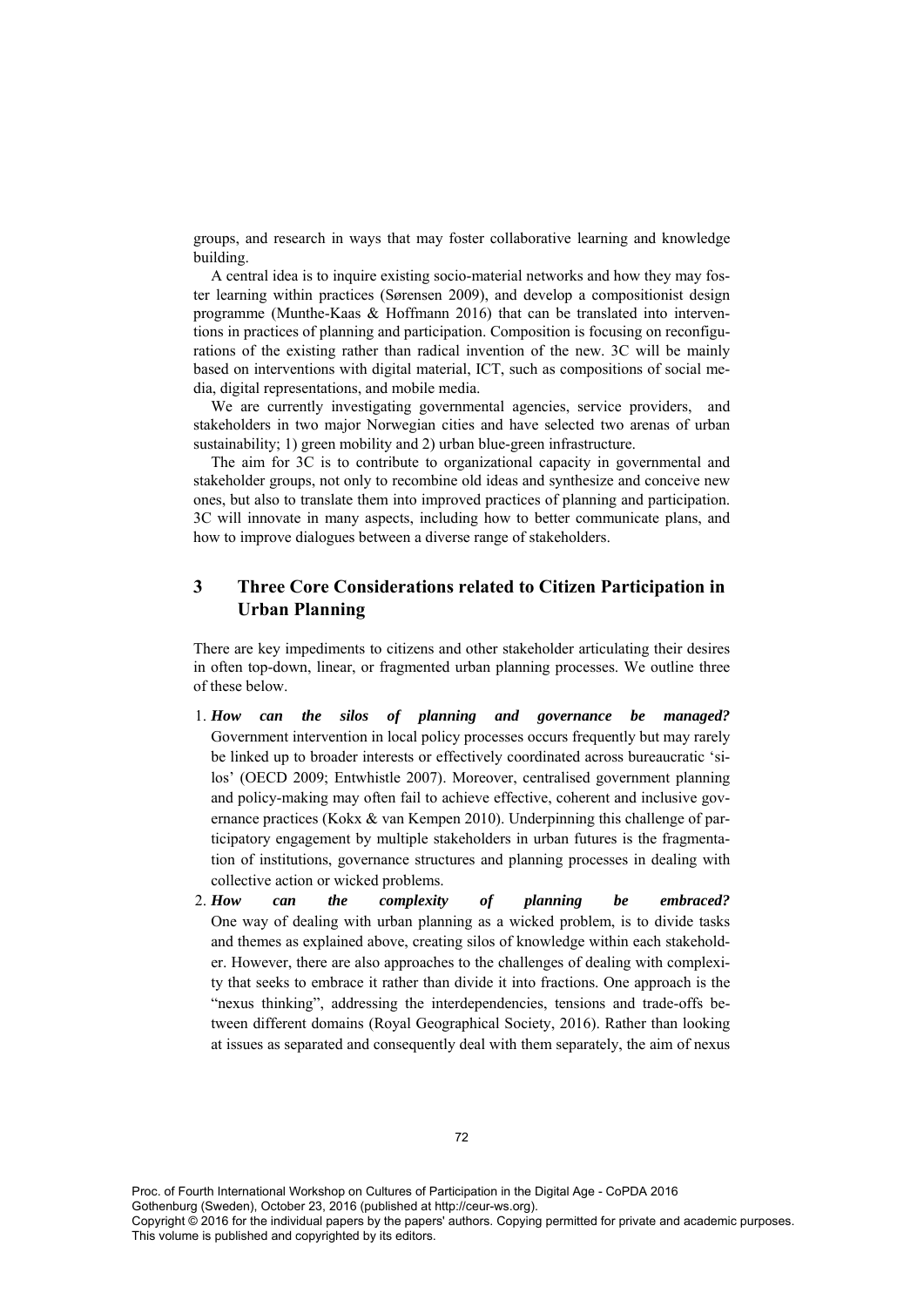groups, and research in ways that may foster collaborative learning and knowledge building.

A central idea is to inquire existing socio-material networks and how they may foster learning within practices (Sørensen 2009), and develop a compositionist design programme (Munthe-Kaas & Hoffmann 2016) that can be translated into interventions in practices of planning and participation. Composition is focusing on reconfigurations of the existing rather than radical invention of the new. 3C will be mainly based on interventions with digital material, ICT, such as compositions of social media, digital representations, and mobile media.

We are currently investigating governmental agencies, service providers, and stakeholders in two major Norwegian cities and have selected two arenas of urban sustainability; 1) green mobility and 2) urban blue-green infrastructure.

The aim for 3C is to contribute to organizational capacity in governmental and stakeholder groups, not only to recombine old ideas and synthesize and conceive new ones, but also to translate them into improved practices of planning and participation. 3C will innovate in many aspects, including how to better communicate plans, and how to improve dialogues between a diverse range of stakeholders.

## 3 Three Core Considerations related to Citizen Participation in Urban Planning

There are key impediments to citizens and other stakeholder articulating their desires in often top-down, linear, or fragmented urban planning processes. We outline three of these below.

1. ***How can the silos of planning and governance be managed?*** Government intervention in local policy processes occurs frequently but may rarely be linked up to broader interests or effectively coordinated across bureaucratic 'silos' (OECD 2009; Entwhistle 2007). Moreover, centralised government planning and policy-making may often fail to achieve effective, coherent and inclusive governance practices (Kokx & van Kempen 2010). Underpinning this challenge of participatory engagement by multiple stakeholders in urban futures is the fragmentation of institutions, governance structures and planning processes in dealing with collective action or wicked problems.
2. ***How can the complexity of planning be embraced?*** One way of dealing with urban planning as a wicked problem, is to divide tasks and themes as explained above, creating silos of knowledge within each stakeholder. However, there are also approaches to the challenges of dealing with complexity that seeks to embrace it rather than divide it into fractions. One approach is the "nexus thinking", addressing the interdependencies, tensions and trade-offs between different domains (Royal Geographical Society, 2016). Rather than looking at issues as separated and consequently deal with them separately, the aim of nexus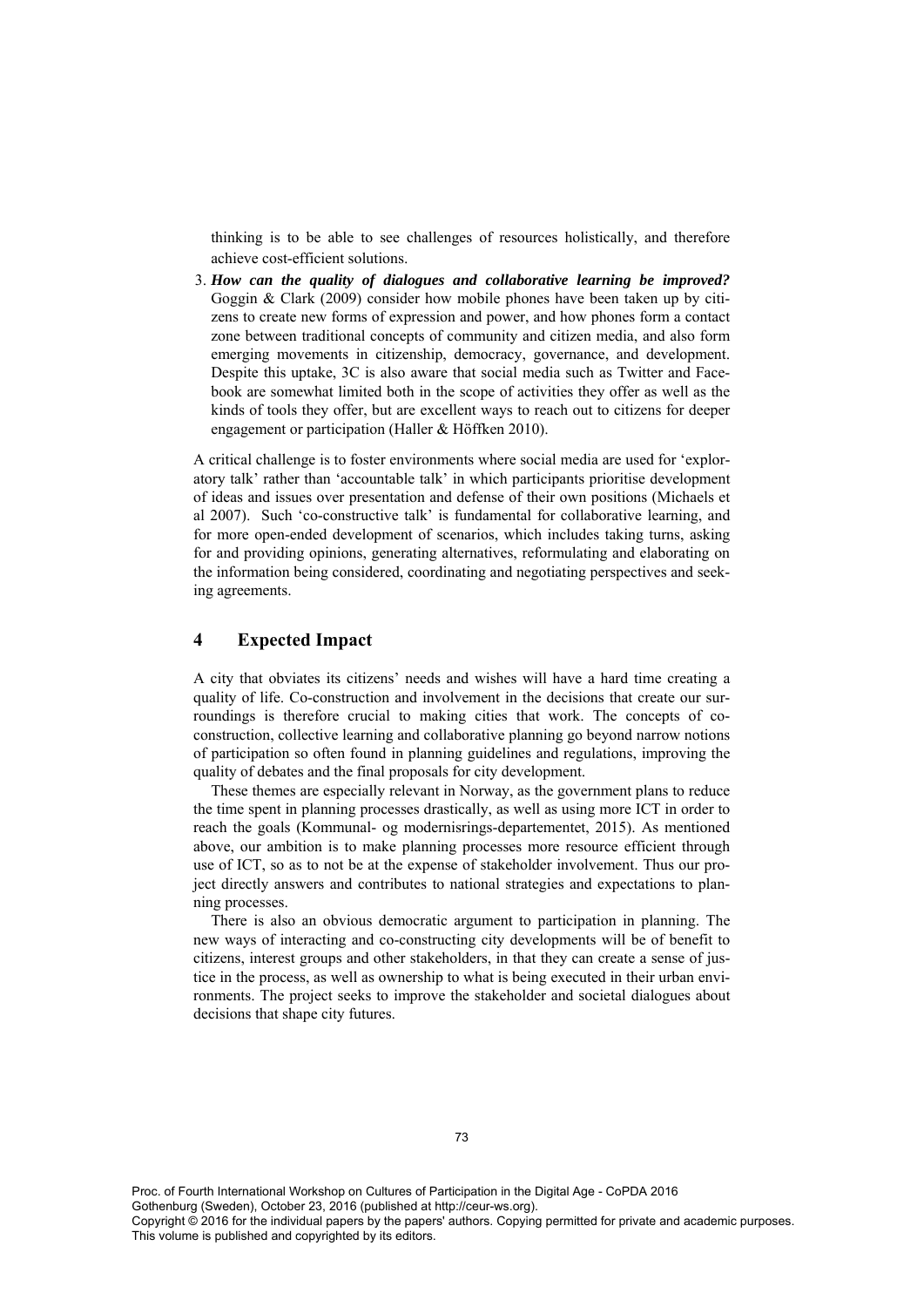thinking is to be able to see challenges of resources holistically, and therefore achieve cost-efficient solutions.

3. ***How can the quality of dialogues and collaborative learning be improved?*** Goggin & Clark (2009) consider how mobile phones have been taken up by citizens to create new forms of expression and power, and how phones form a contact zone between traditional concepts of community and citizen media, and also form emerging movements in citizenship, democracy, governance, and development. Despite this uptake, 3C is also aware that social media such as Twitter and Facebook are somewhat limited both in the scope of activities they offer as well as the kinds of tools they offer, but are excellent ways to reach out to citizens for deeper engagement or participation (Haller & Höffken 2010).

A critical challenge is to foster environments where social media are used for 'exploratory talk' rather than 'accountable talk' in which participants prioritise development of ideas and issues over presentation and defense of their own positions (Michaels et al 2007). Such 'co-constructive talk' is fundamental for collaborative learning, and for more open-ended development of scenarios, which includes taking turns, asking for and providing opinions, generating alternatives, reformulating and elaborating on the information being considered, coordinating and negotiating perspectives and seeking agreements.

## 4 Expected Impact

A city that obviates its citizens' needs and wishes will have a hard time creating a quality of life. Co-construction and involvement in the decisions that create our surroundings is therefore crucial to making cities that work. The concepts of co-construction, collective learning and collaborative planning go beyond narrow notions of participation so often found in planning guidelines and regulations, improving the quality of debates and the final proposals for city development.

These themes are especially relevant in Norway, as the government plans to reduce the time spent in planning processes drastically, as well as using more ICT in order to reach the goals (Kommunal- og modernisrings-departementet, 2015). As mentioned above, our ambition is to make planning processes more resource efficient through use of ICT, so as to not be at the expense of stakeholder involvement. Thus our project directly answers and contributes to national strategies and expectations to planning processes.

There is also an obvious democratic argument to participation in planning. The new ways of interacting and co-constructing city developments will be of benefit to citizens, interest groups and other stakeholders, in that they can create a sense of justice in the process, as well as ownership to what is being executed in their urban environments. The project seeks to improve the stakeholder and societal dialogues about decisions that shape city futures.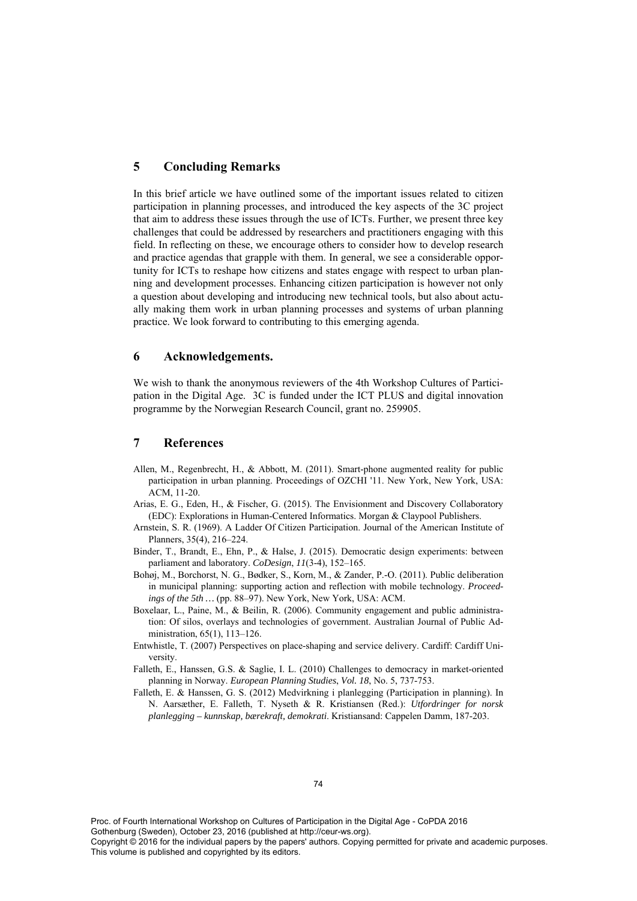## 5 Concluding Remarks

In this brief article we have outlined some of the important issues related to citizen participation in planning processes, and introduced the key aspects of the 3C project that aim to address these issues through the use of ICTs. Further, we present three key challenges that could be addressed by researchers and practitioners engaging with this field. In reflecting on these, we encourage others to consider how to develop research and practice agendas that grapple with them. In general, we see a considerable opportunity for ICTs to reshape how citizens and states engage with respect to urban planning and development processes. Enhancing citizen participation is however not only a question about developing and introducing new technical tools, but also about actually making them work in urban planning processes and systems of urban planning practice. We look forward to contributing to this emerging agenda.

## 6 Acknowledgements.

We wish to thank the anonymous reviewers of the 4th Workshop Cultures of Participation in the Digital Age. 3C is funded under the ICT PLUS and digital innovation programme by the Norwegian Research Council, grant no. 259905.

## 7 References

Allen, M., Regenbrecht, H., & Abbott, M. (2011). Smart-phone augmented reality for public participation in urban planning. Proceedings of OZCHI '11. New York, New York, USA: ACM, 11-20.

Arias, E. G., Eden, H., & Fischer, G. (2015). The Envisionment and Discovery Collaboratory (EDC): Explorations in Human-Centered Informatics. Morgan & Claypool Publishers.

Arnstein, S. R. (1969). A Ladder Of Citizen Participation. Journal of the American Institute of Planners, 35(4), 216–224.

Binder, T., Brandt, E., Ehn, P., & Halse, J. (2015). Democratic design experiments: between parliament and laboratory. *CoDesign*, *11*(3-4), 152–165.

Bohøj, M., Borchorst, N. G., Bødker, S., Korn, M., & Zander, P.-O. (2011). Public deliberation in municipal planning: supporting action and reflection with mobile technology. *Proceedings of the 5th …* (pp. 88–97). New York, New York, USA: ACM.

Boxelaar, L., Paine, M., & Beilin, R. (2006). Community engagement and public administration: Of silos, overlays and technologies of government. Australian Journal of Public Administration, 65(1), 113–126.

Entwhistle, T. (2007) Perspectives on place-shaping and service delivery. Cardiff: Cardiff University.

Falleth, E., Hanssen, G.S. & Saglie, I. L. (2010) Challenges to democracy in market-oriented planning in Norway. *European Planning Studies*, *Vol. 18*, No. 5, 737-753.

Falleth, E. & Hanssen, G. S. (2012) Medvirkning i planlegging (Participation in planning). In N. Aarsæther, E. Falleth, T. Nyseth & R. Kristiansen (Red.): *Utfordringer for norsk planlegging – kunnskap, bærekraft, demokrati*. Kristiansand: Cappelen Damm, 187-203.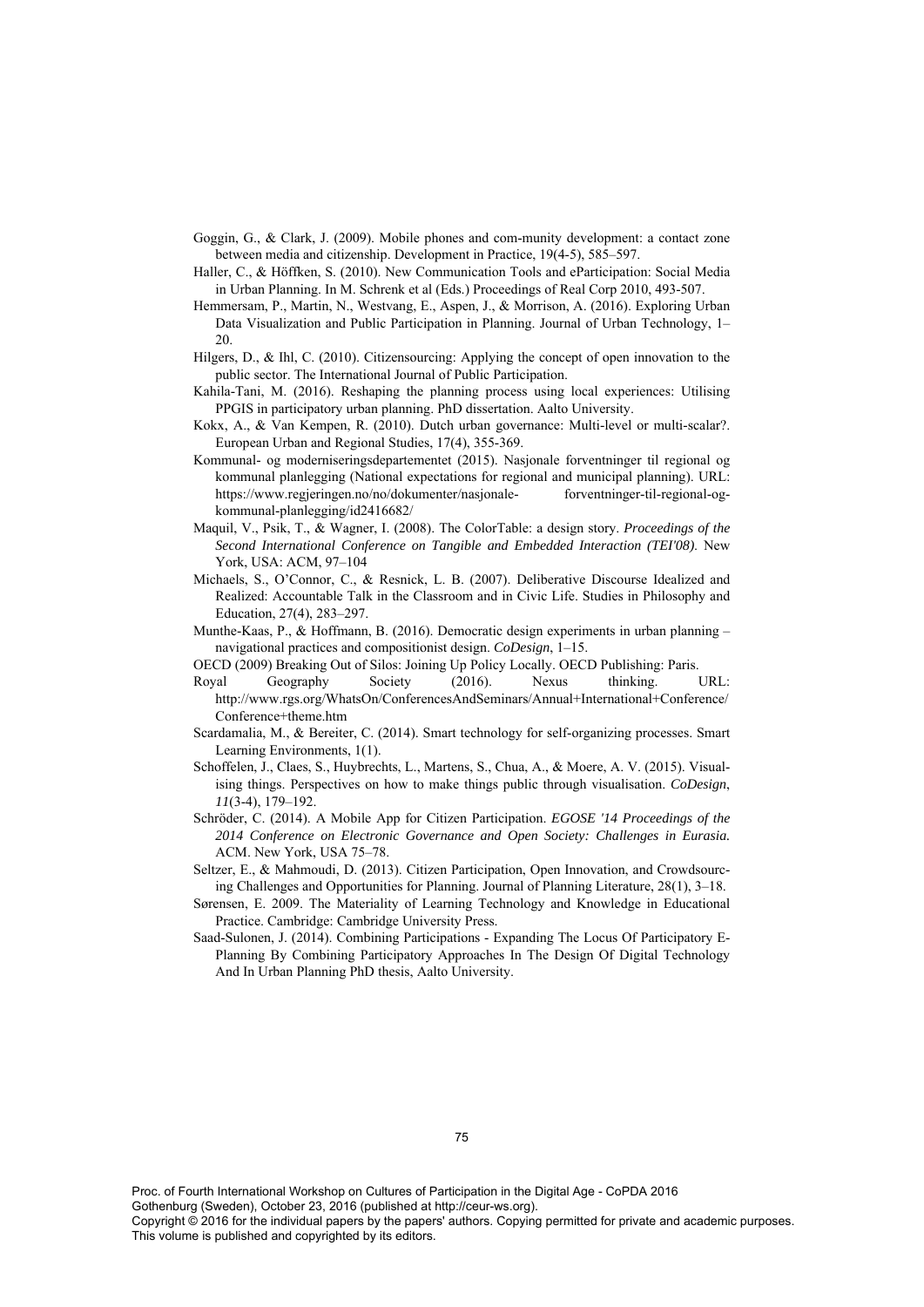Goggin, G., & Clark, J. (2009). Mobile phones and com-munity development: a contact zone between media and citizenship. Development in Practice, 19(4-5), 585–597.

Haller, C., & Höffken, S. (2010). New Communication Tools and eParticipation: Social Media in Urban Planning. In M. Schrenk et al (Eds.) Proceedings of Real Corp 2010, 493-507.

Hemmersam, P., Martin, N., Westvang, E., Aspen, J., & Morrison, A. (2016). Exploring Urban Data Visualization and Public Participation in Planning. Journal of Urban Technology, 1–20.

Hilgers, D., & Ihl, C. (2010). Citizensourcing: Applying the concept of open innovation to the public sector. The International Journal of Public Participation.

Kahila-Tani, M. (2016). Reshaping the planning process using local experiences: Utilising PPGIS in participatory urban planning. PhD dissertation. Aalto University.

Kokx, A., & Van Kempen, R. (2010). Dutch urban governance: Multi-level or multi-scalar?. European Urban and Regional Studies, 17(4), 355-369.

Kommunal- og moderniseringsdepartementet (2015). Nasjonale forventninger til regional og kommunal planlegging (National expectations for regional and municipal planning). URL: https://www.regjeringen.no/no/dokumenter/nasjonale- forventninger-til-regional-og-kommunal-planlegging/id2416682/

Maquil, V., Psik, T., & Wagner, I. (2008). The ColorTable: a design story. *Proceedings of the Second International Conference on Tangible and Embedded Interaction (TEI'08)*. New York, USA: ACM, 97–104

Michaels, S., O'Connor, C., & Resnick, L. B. (2007). Deliberative Discourse Idealized and Realized: Accountable Talk in the Classroom and in Civic Life. Studies in Philosophy and Education, 27(4), 283–297.

Munthe-Kaas, P., & Hoffmann, B. (2016). Democratic design experiments in urban planning – navigational practices and compositionist design. *CoDesign*, 1–15.

OECD (2009) Breaking Out of Silos: Joining Up Policy Locally. OECD Publishing: Paris.

Royal Geography Society (2016). Nexus thinking. URL: http://www.rgs.org/WhatsOn/ConferencesAndSeminars/Annual+International+Conference/Conference+theme.htm

Scardamalia, M., & Bereiter, C. (2014). Smart technology for self-organizing processes. Smart Learning Environments, 1(1).

Schoffelen, J., Claes, S., Huybrechts, L., Martens, S., Chua, A., & Moere, A. V. (2015). Visualising things. Perspectives on how to make things public through visualisation. *CoDesign*, *11*(3-4), 179–192.

Schröder, C. (2014). A Mobile App for Citizen Participation. *EGOSE '14 Proceedings of the 2014 Conference on Electronic Governance and Open Society: Challenges in Eurasia.* ACM. New York, USA 75–78.

Seltzer, E., & Mahmoudi, D. (2013). Citizen Participation, Open Innovation, and Crowdsourcing Challenges and Opportunities for Planning. Journal of Planning Literature, 28(1), 3–18.

Sørensen, E. 2009. The Materiality of Learning Technology and Knowledge in Educational Practice. Cambridge: Cambridge University Press.

Saad-Sulonen, J. (2014). Combining Participations - Expanding The Locus Of Participatory E-Planning By Combining Participatory Approaches In The Design Of Digital Technology And In Urban Planning PhD thesis, Aalto University.